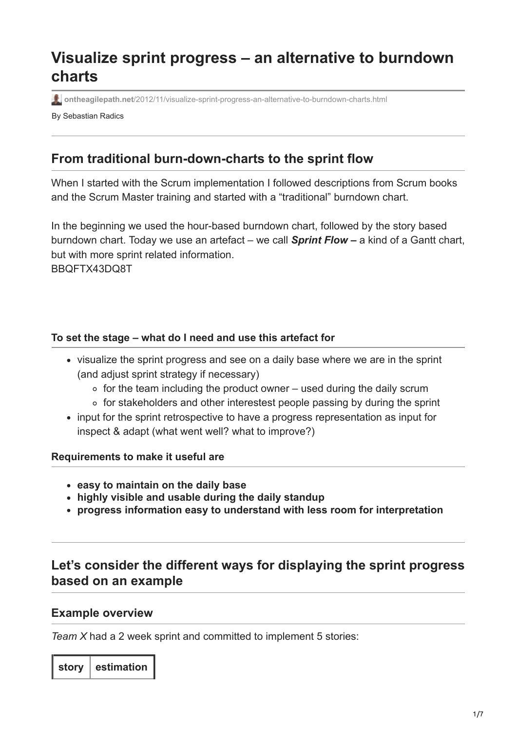# Visualize sprint progress – an alternative to burndown charts

ontheagilepath.net/2012/11/visualize-sprint-progress-an-alternative-to-burndown-charts.html

By Sebastian Radics

## From traditional burn-down-charts to the sprint flow

When I started with the Scrum implementation I followed descriptions from Scrum books and the Scrum Master training and started with a "traditional" burndown chart.

In the beginning we used the hour-based burndown chart, followed by the story based burndown chart. Today we use an artefact – we call ***Sprint Flow –*** a kind of a Gantt chart, but with more sprint related information.
BBQFTX43DQ8T

#### To set the stage – what do I need and use this artefact for

- visualize the sprint progress and see on a daily base where we are in the sprint (and adjust sprint strategy if necessary)
  - for the team including the product owner – used during the daily scrum
  - for stakeholders and other interestest people passing by during the sprint
- input for the sprint retrospective to have a progress representation as input for inspect & adapt (what went well? what to improve?)

#### Requirements to make it useful are

- **easy to maintain on the daily base**
- **highly visible and usable during the daily standup**
- **progress information easy to understand with less room for interpretation**

## Let's consider the different ways for displaying the sprint progress based on an example

### Example overview

*Team X* had a 2 week sprint and committed to implement 5 stories:

| story | estimation |
| --- | --- |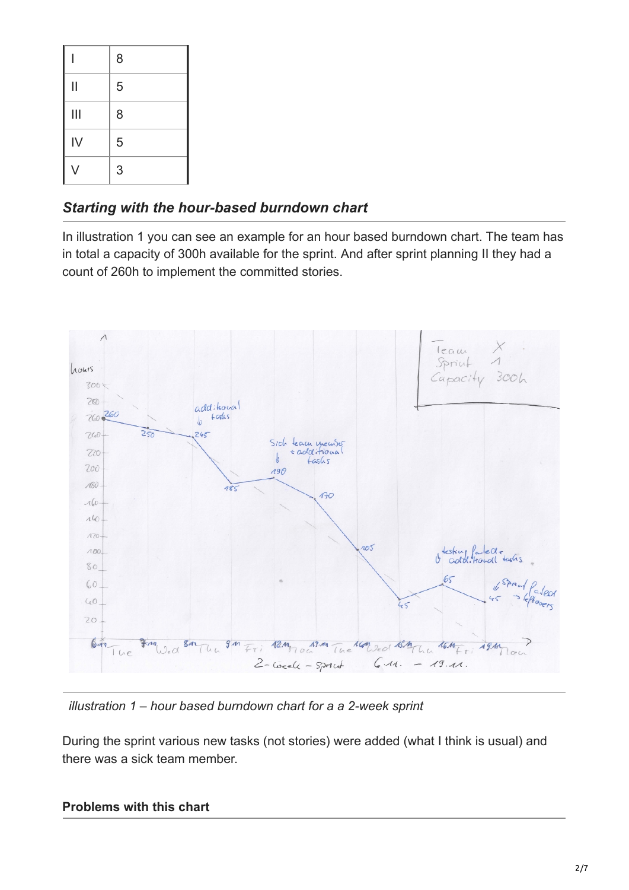| | |
|---|---|
| I | 8 |
| II | 5 |
| III | 8 |
| IV | 5 |
| V | 3 |

### *Starting with the hour-based burndown chart*

In illustration 1 you can see an example for an hour based burndown chart. The team has in total a capacity of 300h available for the sprint. And after sprint planning II they had a count of 260h to implement the committed stories.

*illustration 1 – hour based burndown chart for a a 2-week sprint*

During the sprint various new tasks (not stories) were added (what I think is usual) and there was a sick team member.

#### **Problems with this chart**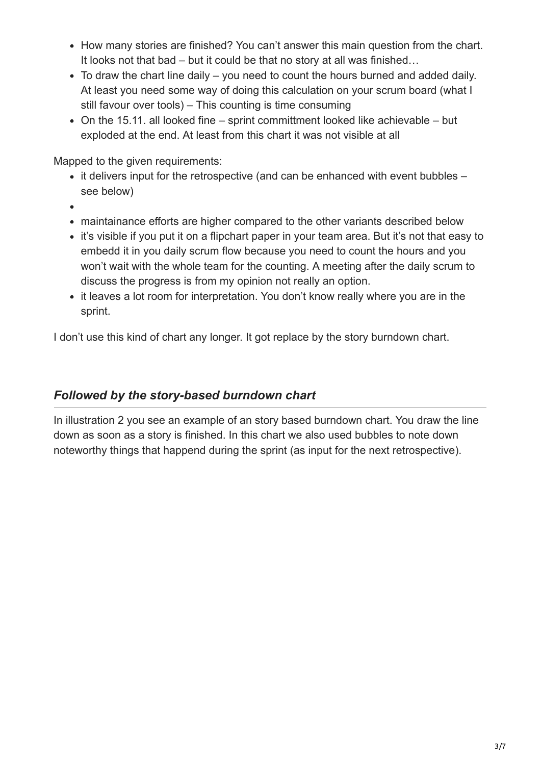- How many stories are finished? You can't answer this main question from the chart. It looks not that bad – but it could be that no story at all was finished…
- To draw the chart line daily – you need to count the hours burned and added daily. At least you need some way of doing this calculation on your scrum board (what I still favour over tools) – This counting is time consuming
- On the 15.11. all looked fine – sprint committment looked like achievable – but exploded at the end. At least from this chart it was not visible at all

Mapped to the given requirements:

- it delivers input for the retrospective (and can be enhanced with event bubbles – see below)
- 
- maintainance efforts are higher compared to the other variants described below
- it's visible if you put it on a flipchart paper in your team area. But it's not that easy to embedd it in you daily scrum flow because you need to count the hours and you won't wait with the whole team for the counting. A meeting after the daily scrum to discuss the progress is from my opinion not really an option.
- it leaves a lot room for interpretation. You don't know really where you are in the sprint.

I don't use this kind of chart any longer. It got replace by the story burndown chart.

## *Followed by the story-based burndown chart*

In illustration 2 you see an example of an story based burndown chart. You draw the line down as soon as a story is finished. In this chart we also used bubbles to note down noteworthy things that happend during the sprint (as input for the next retrospective).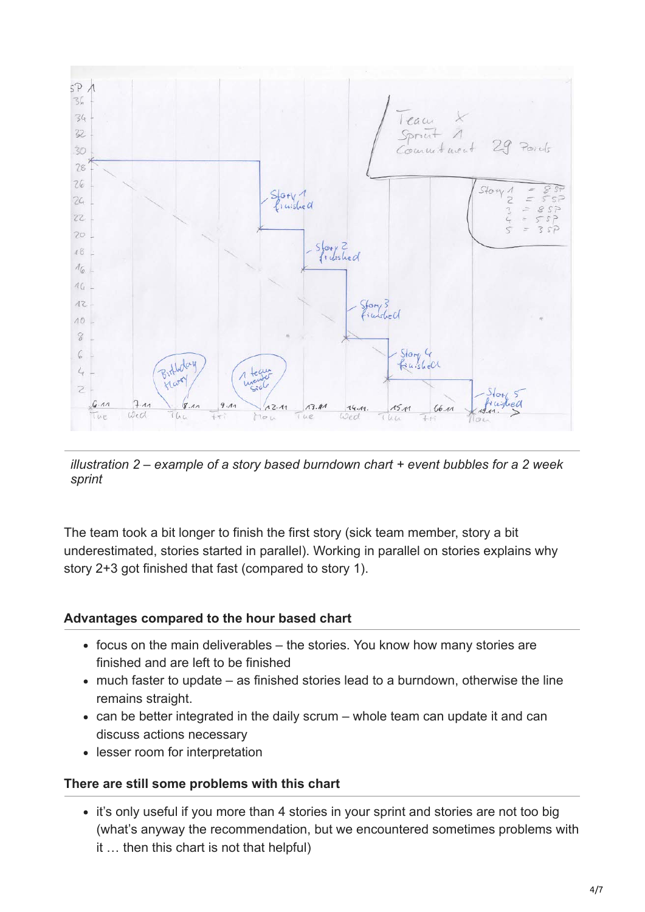*illustration 2 – example of a story based burndown chart + event bubbles for a 2 week sprint*

The team took a bit longer to finish the first story (sick team member, story a bit underestimated, stories started in parallel). Working in parallel on stories explains why story 2+3 got finished that fast (compared to story 1).

### Advantages compared to the hour based chart

- focus on the main deliverables – the stories. You know how many stories are finished and are left to be finished
- much faster to update – as finished stories lead to a burndown, otherwise the line remains straight.
- can be better integrated in the daily scrum – whole team can update it and can discuss actions necessary
- lesser room for interpretation

### There are still some problems with this chart

- it's only useful if you more than 4 stories in your sprint and stories are not too big (what's anyway the recommendation, but we encountered sometimes problems with it … then this chart is not that helpful)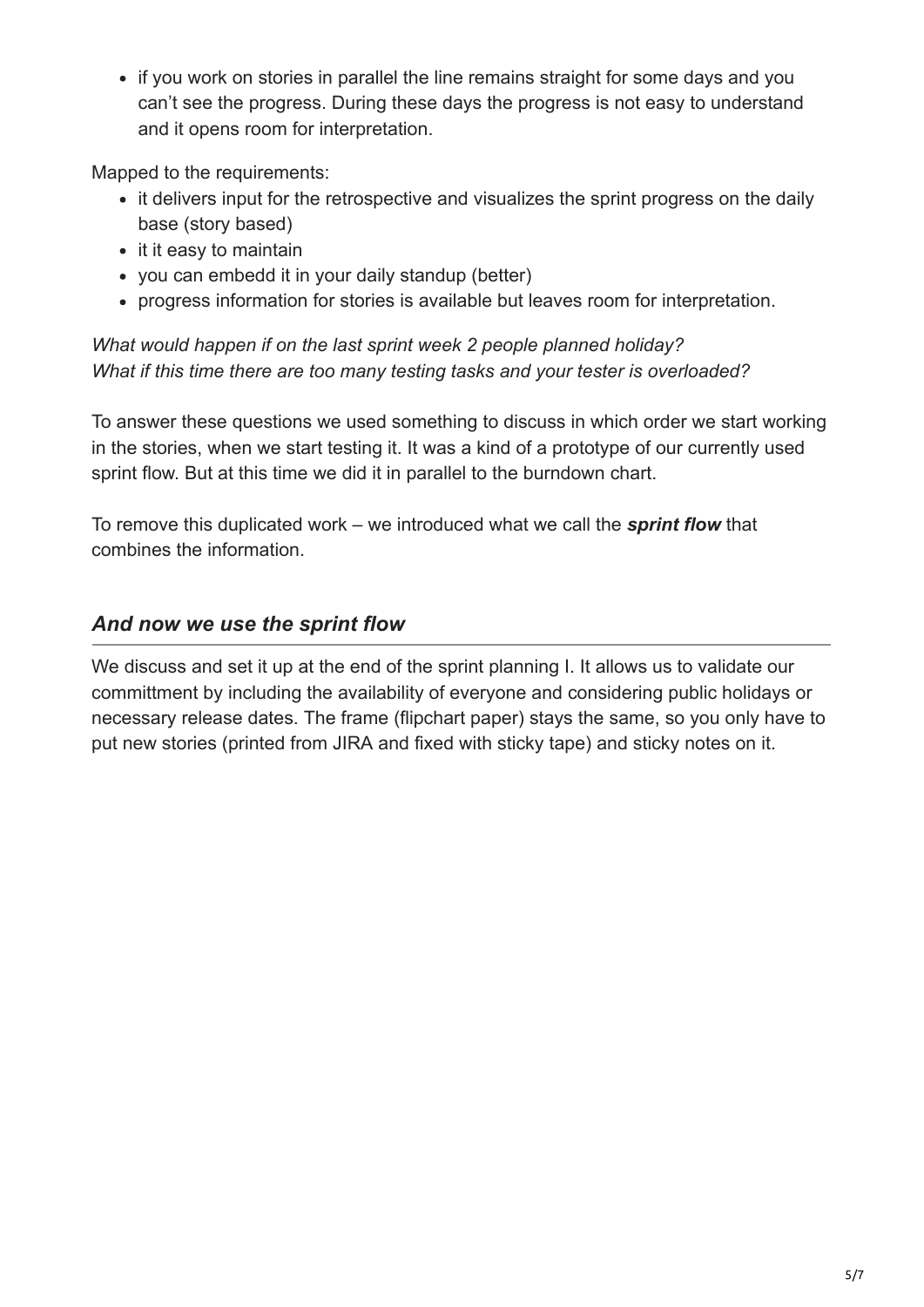- if you work on stories in parallel the line remains straight for some days and you can't see the progress. During these days the progress is not easy to understand and it opens room for interpretation.

Mapped to the requirements:

- it delivers input for the retrospective and visualizes the sprint progress on the daily base (story based)
- it it easy to maintain
- you can embedd it in your daily standup (better)
- progress information for stories is available but leaves room for interpretation.

*What would happen if on the last sprint week 2 people planned holiday?*
*What if this time there are too many testing tasks and your tester is overloaded?*

To answer these questions we used something to discuss in which order we start working in the stories, when we start testing it. It was a kind of a prototype of our currently used sprint flow. But at this time we did it in parallel to the burndown chart.

To remove this duplicated work – we introduced what we call the ***sprint flow*** that combines the information.

## *And now we use the sprint flow*

We discuss and set it up at the end of the sprint planning I. It allows us to validate our committment by including the availability of everyone and considering public holidays or necessary release dates. The frame (flipchart paper) stays the same, so you only have to put new stories (printed from JIRA and fixed with sticky tape) and sticky notes on it.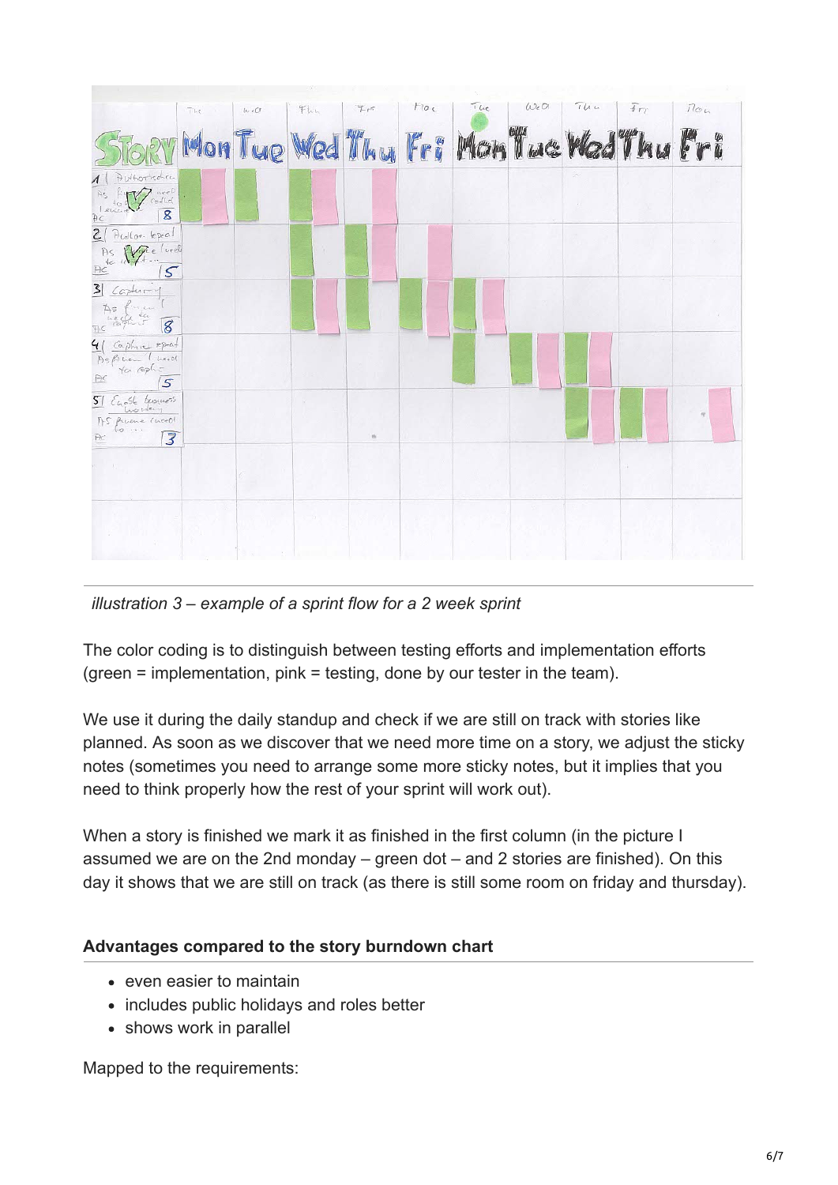*illustration 3 – example of a sprint flow for a 2 week sprint*

The color coding is to distinguish between testing efforts and implementation efforts (green = implementation, pink = testing, done by our tester in the team).

We use it during the daily standup and check if we are still on track with stories like planned. As soon as we discover that we need more time on a story, we adjust the sticky notes (sometimes you need to arrange some more sticky notes, but it implies that you need to think properly how the rest of your sprint will work out).

When a story is finished we mark it as finished in the first column (in the picture I assumed we are on the 2nd monday – green dot – and 2 stories are finished). On this day it shows that we are still on track (as there is still some room on friday and thursday).

**Advantages compared to the story burndown chart**

- even easier to maintain
- includes public holidays and roles better
- shows work in parallel

Mapped to the requirements: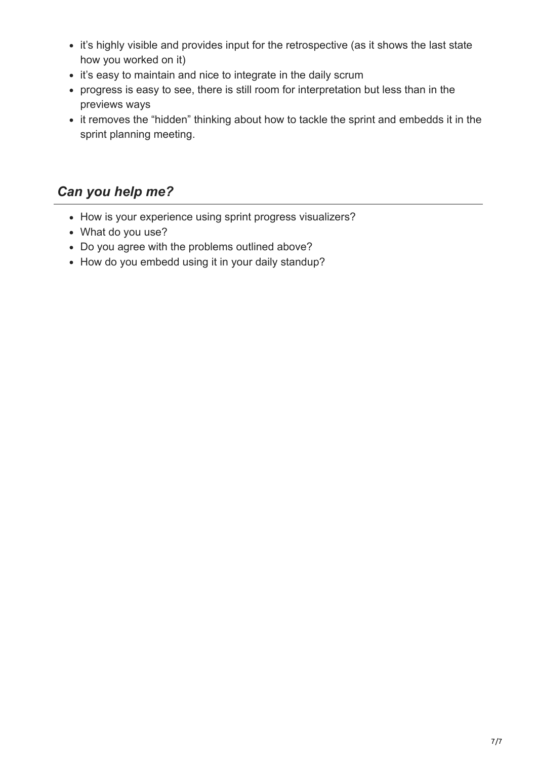- it's highly visible and provides input for the retrospective (as it shows the last state how you worked on it)
- it's easy to maintain and nice to integrate in the daily scrum
- progress is easy to see, there is still room for interpretation but less than in the previews ways
- it removes the "hidden" thinking about how to tackle the sprint and embedds it in the sprint planning meeting.

## *Can you help me?*

- How is your experience using sprint progress visualizers?
- What do you use?
- Do you agree with the problems outlined above?
- How do you embedd using it in your daily standup?